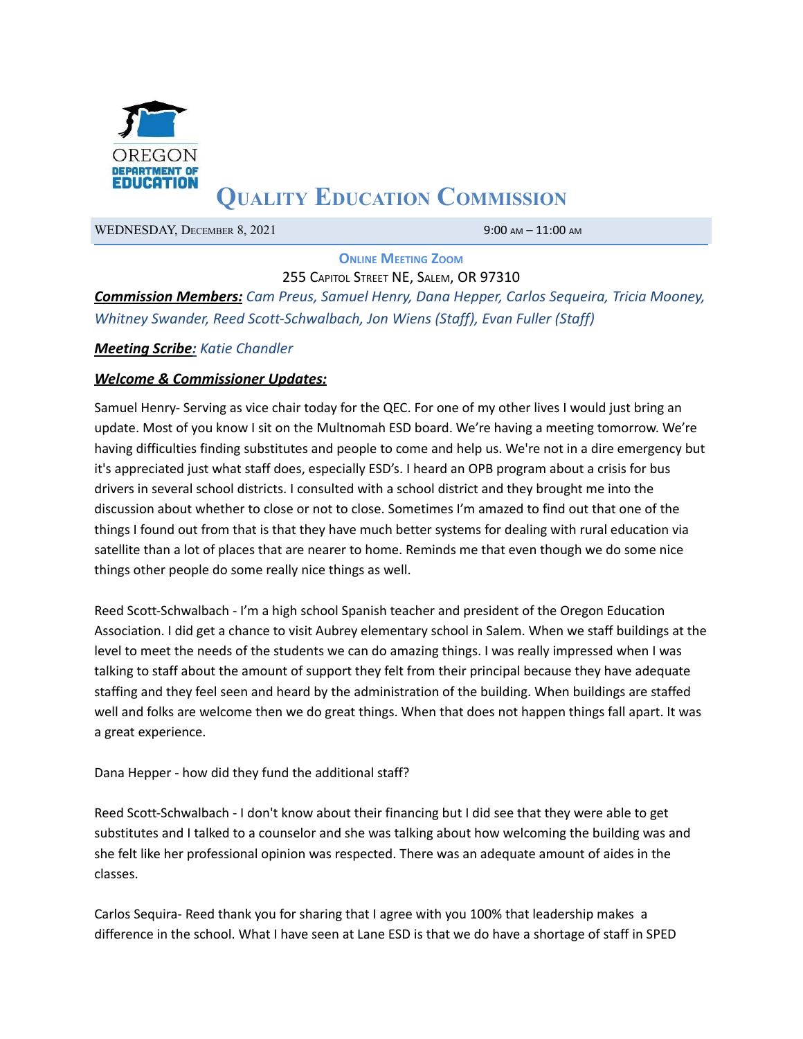# Quality Education Commission

WEDNESDAY, DECEMBER 8, 2021 — 9:00 AM – 11:00 AM

**ONLINE MEETING ZOOM**

255 CAPITOL STREET NE, SALEM, OR 97310

***Commission Members:*** *Cam Preus, Samuel Henry, Dana Hepper, Carlos Sequeira, Tricia Mooney, Whitney Swander, Reed Scott-Schwalbach, Jon Wiens (Staff), Evan Fuller (Staff)*

***Meeting Scribe:*** *Katie Chandler*

## *Welcome & Commissioner Updates:*

Samuel Henry- Serving as vice chair today for the QEC. For one of my other lives I would just bring an update. Most of you know I sit on the Multnomah ESD board. We're having a meeting tomorrow. We're having difficulties finding substitutes and people to come and help us. We're not in a dire emergency but it's appreciated just what staff does, especially ESD's. I heard an OPB program about a crisis for bus drivers in several school districts. I consulted with a school district and they brought me into the discussion about whether to close or not to close. Sometimes I'm amazed to find out that one of the things I found out from that is that they have much better systems for dealing with rural education via satellite than a lot of places that are nearer to home. Reminds me that even though we do some nice things other people do some really nice things as well.

Reed Scott-Schwalbach - I'm a high school Spanish teacher and president of the Oregon Education Association. I did get a chance to visit Aubrey elementary school in Salem. When we staff buildings at the level to meet the needs of the students we can do amazing things. I was really impressed when I was talking to staff about the amount of support they felt from their principal because they have adequate staffing and they feel seen and heard by the administration of the building. When buildings are staffed well and folks are welcome then we do great things. When that does not happen things fall apart. It was a great experience.

Dana Hepper - how did they fund the additional staff?

Reed Scott-Schwalbach - I don't know about their financing but I did see that they were able to get substitutes and I talked to a counselor and she was talking about how welcoming the building was and she felt like her professional opinion was respected. There was an adequate amount of aides in the classes.

Carlos Sequira- Reed thank you for sharing that I agree with you 100% that leadership makes a difference in the school. What I have seen at Lane ESD is that we do have a shortage of staff in SPED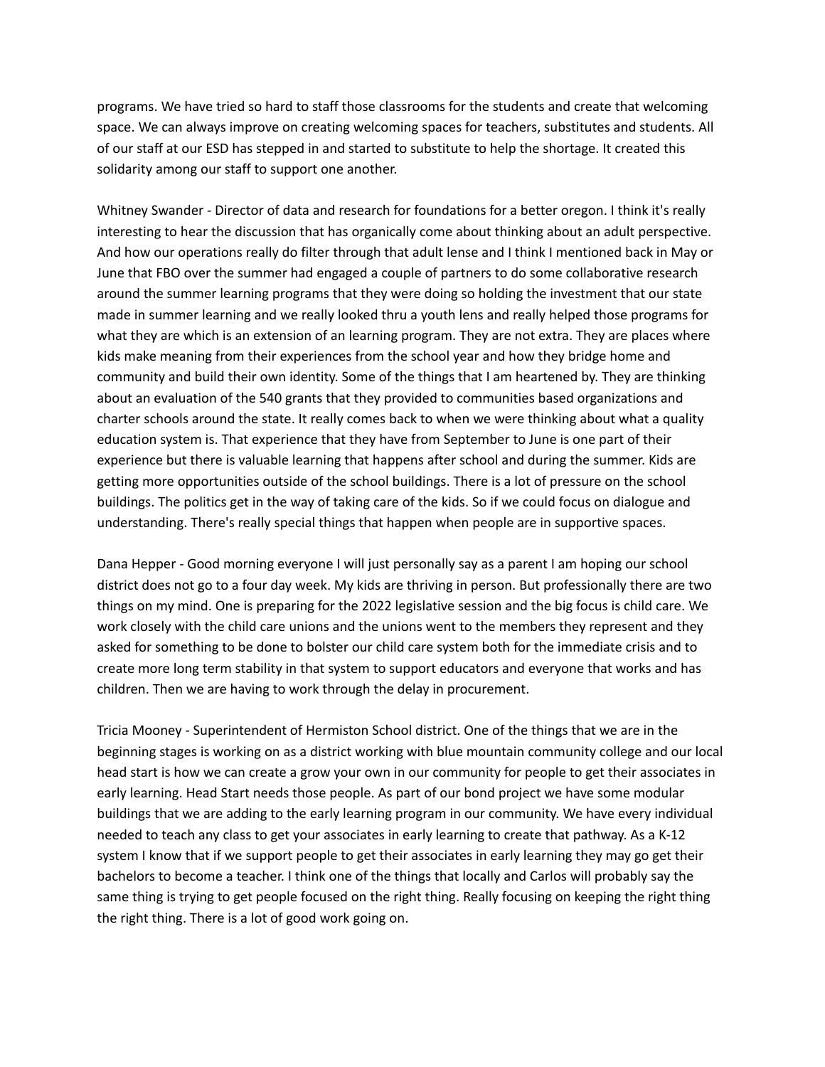programs. We have tried so hard to staff those classrooms for the students and create that welcoming space. We can always improve on creating welcoming spaces for teachers, substitutes and students. All of our staff at our ESD has stepped in and started to substitute to help the shortage. It created this solidarity among our staff to support one another.

Whitney Swander - Director of data and research for foundations for a better oregon. I think it's really interesting to hear the discussion that has organically come about thinking about an adult perspective. And how our operations really do filter through that adult lense and I think I mentioned back in May or June that FBO over the summer had engaged a couple of partners to do some collaborative research around the summer learning programs that they were doing so holding the investment that our state made in summer learning and we really looked thru a youth lens and really helped those programs for what they are which is an extension of an learning program. They are not extra. They are places where kids make meaning from their experiences from the school year and how they bridge home and community and build their own identity. Some of the things that I am heartened by. They are thinking about an evaluation of the 540 grants that they provided to communities based organizations and charter schools around the state. It really comes back to when we were thinking about what a quality education system is. That experience that they have from September to June is one part of their experience but there is valuable learning that happens after school and during the summer. Kids are getting more opportunities outside of the school buildings. There is a lot of pressure on the school buildings. The politics get in the way of taking care of the kids. So if we could focus on dialogue and understanding. There's really special things that happen when people are in supportive spaces.

Dana Hepper - Good morning everyone I will just personally say as a parent I am hoping our school district does not go to a four day week. My kids are thriving in person. But professionally there are two things on my mind. One is preparing for the 2022 legislative session and the big focus is child care. We work closely with the child care unions and the unions went to the members they represent and they asked for something to be done to bolster our child care system both for the immediate crisis and to create more long term stability in that system to support educators and everyone that works and has children. Then we are having to work through the delay in procurement.

Tricia Mooney - Superintendent of Hermiston School district. One of the things that we are in the beginning stages is working on as a district working with blue mountain community college and our local head start is how we can create a grow your own in our community for people to get their associates in early learning. Head Start needs those people. As part of our bond project we have some modular buildings that we are adding to the early learning program in our community. We have every individual needed to teach any class to get your associates in early learning to create that pathway. As a K-12 system I know that if we support people to get their associates in early learning they may go get their bachelors to become a teacher. I think one of the things that locally and Carlos will probably say the same thing is trying to get people focused on the right thing. Really focusing on keeping the right thing the right thing. There is a lot of good work going on.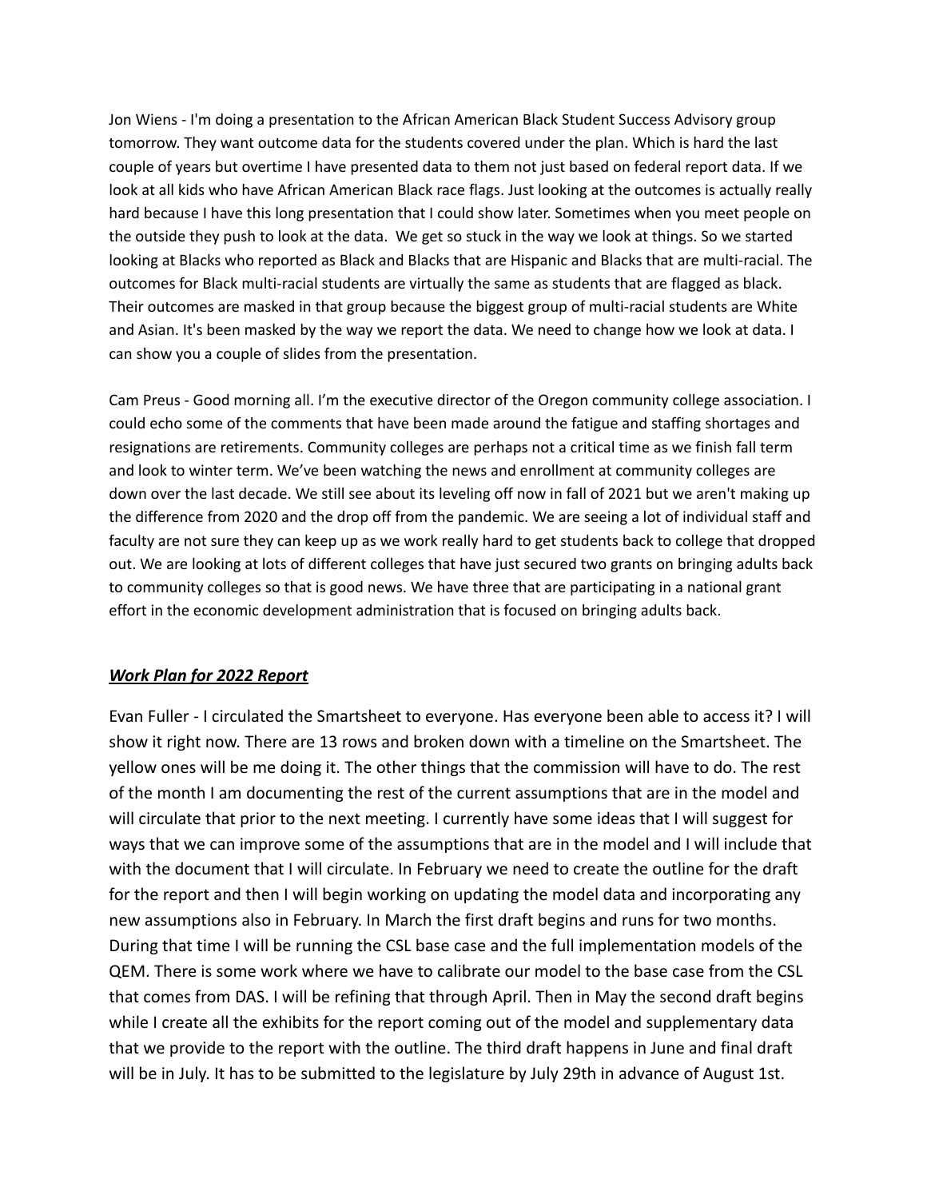Jon Wiens - I'm doing a presentation to the African American Black Student Success Advisory group tomorrow. They want outcome data for the students covered under the plan. Which is hard the last couple of years but overtime I have presented data to them not just based on federal report data. If we look at all kids who have African American Black race flags. Just looking at the outcomes is actually really hard because I have this long presentation that I could show later. Sometimes when you meet people on the outside they push to look at the data. We get so stuck in the way we look at things. So we started looking at Blacks who reported as Black and Blacks that are Hispanic and Blacks that are multi-racial. The outcomes for Black multi-racial students are virtually the same as students that are flagged as black. Their outcomes are masked in that group because the biggest group of multi-racial students are White and Asian. It's been masked by the way we report the data. We need to change how we look at data. I can show you a couple of slides from the presentation.

Cam Preus - Good morning all. I'm the executive director of the Oregon community college association. I could echo some of the comments that have been made around the fatigue and staffing shortages and resignations are retirements. Community colleges are perhaps not a critical time as we finish fall term and look to winter term. We've been watching the news and enrollment at community colleges are down over the last decade. We still see about its leveling off now in fall of 2021 but we aren't making up the difference from 2020 and the drop off from the pandemic. We are seeing a lot of individual staff and faculty are not sure they can keep up as we work really hard to get students back to college that dropped out. We are looking at lots of different colleges that have just secured two grants on bringing adults back to community colleges so that is good news. We have three that are participating in a national grant effort in the economic development administration that is focused on bringing adults back.

## ***Work Plan for 2022 Report***

Evan Fuller - I circulated the Smartsheet to everyone. Has everyone been able to access it? I will show it right now. There are 13 rows and broken down with a timeline on the Smartsheet. The yellow ones will be me doing it. The other things that the commission will have to do. The rest of the month I am documenting the rest of the current assumptions that are in the model and will circulate that prior to the next meeting. I currently have some ideas that I will suggest for ways that we can improve some of the assumptions that are in the model and I will include that with the document that I will circulate. In February we need to create the outline for the draft for the report and then I will begin working on updating the model data and incorporating any new assumptions also in February. In March the first draft begins and runs for two months. During that time I will be running the CSL base case and the full implementation models of the QEM. There is some work where we have to calibrate our model to the base case from the CSL that comes from DAS. I will be refining that through April. Then in May the second draft begins while I create all the exhibits for the report coming out of the model and supplementary data that we provide to the report with the outline. The third draft happens in June and final draft will be in July. It has to be submitted to the legislature by July 29th in advance of August 1st.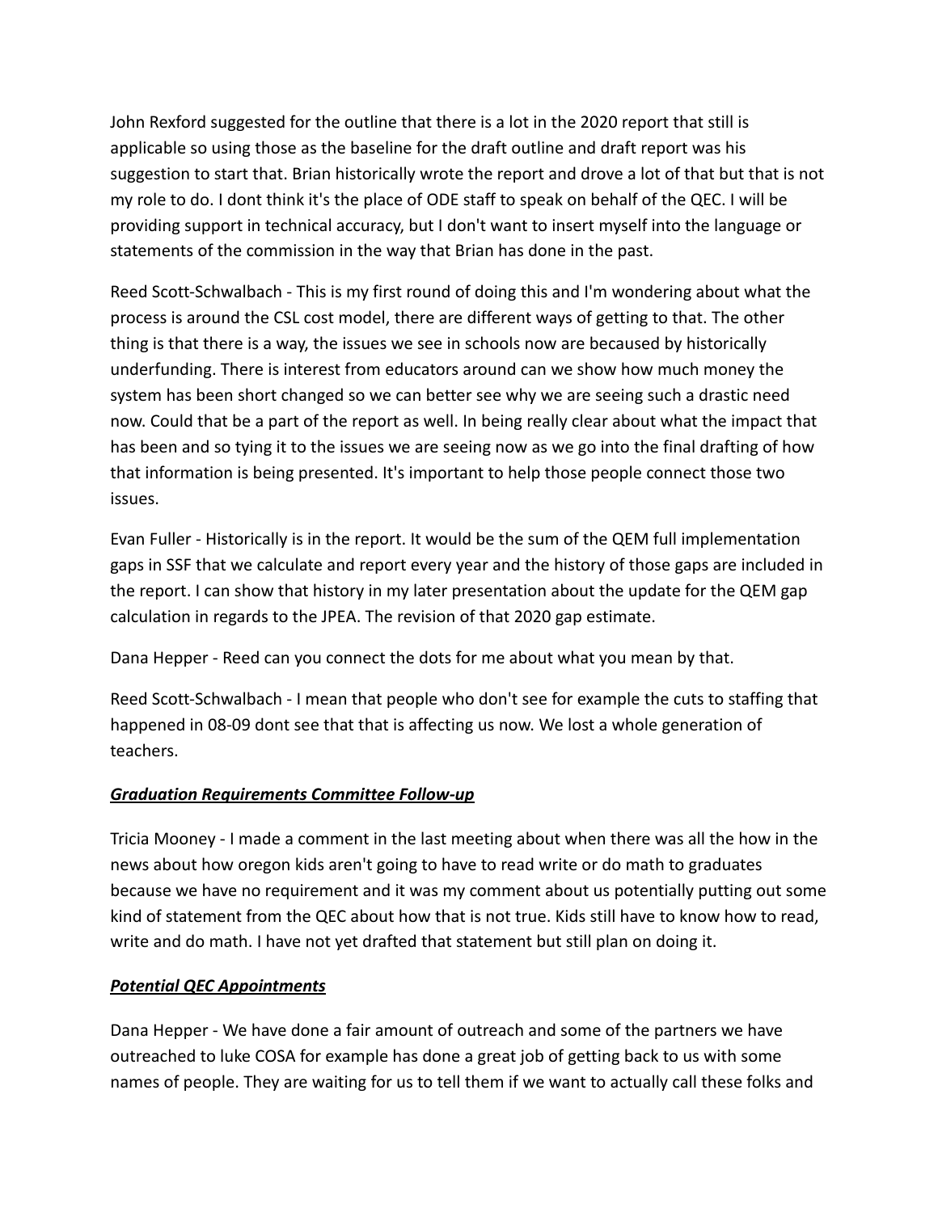John Rexford suggested for the outline that there is a lot in the 2020 report that still is applicable so using those as the baseline for the draft outline and draft report was his suggestion to start that. Brian historically wrote the report and drove a lot of that but that is not my role to do. I dont think it's the place of ODE staff to speak on behalf of the QEC. I will be providing support in technical accuracy, but I don't want to insert myself into the language or statements of the commission in the way that Brian has done in the past.

Reed Scott-Schwalbach - This is my first round of doing this and I'm wondering about what the process is around the CSL cost model, there are different ways of getting to that. The other thing is that there is a way, the issues we see in schools now are becaused by historically underfunding. There is interest from educators around can we show how much money the system has been short changed so we can better see why we are seeing such a drastic need now. Could that be a part of the report as well. In being really clear about what the impact that has been and so tying it to the issues we are seeing now as we go into the final drafting of how that information is being presented. It's important to help those people connect those two issues.

Evan Fuller - Historically is in the report. It would be the sum of the QEM full implementation gaps in SSF that we calculate and report every year and the history of those gaps are included in the report. I can show that history in my later presentation about the update for the QEM gap calculation in regards to the JPEA. The revision of that 2020 gap estimate.

Dana Hepper - Reed can you connect the dots for me about what you mean by that.

Reed Scott-Schwalbach - I mean that people who don't see for example the cuts to staffing that happened in 08-09 dont see that that is affecting us now. We lost a whole generation of teachers.

***Graduation Requirements Committee Follow-up***

Tricia Mooney - I made a comment in the last meeting about when there was all the how in the news about how oregon kids aren't going to have to read write or do math to graduates because we have no requirement and it was my comment about us potentially putting out some kind of statement from the QEC about how that is not true. Kids still have to know how to read, write and do math. I have not yet drafted that statement but still plan on doing it.

***Potential QEC Appointments***

Dana Hepper - We have done a fair amount of outreach and some of the partners we have outreached to luke COSA for example has done a great job of getting back to us with some names of people. They are waiting for us to tell them if we want to actually call these folks and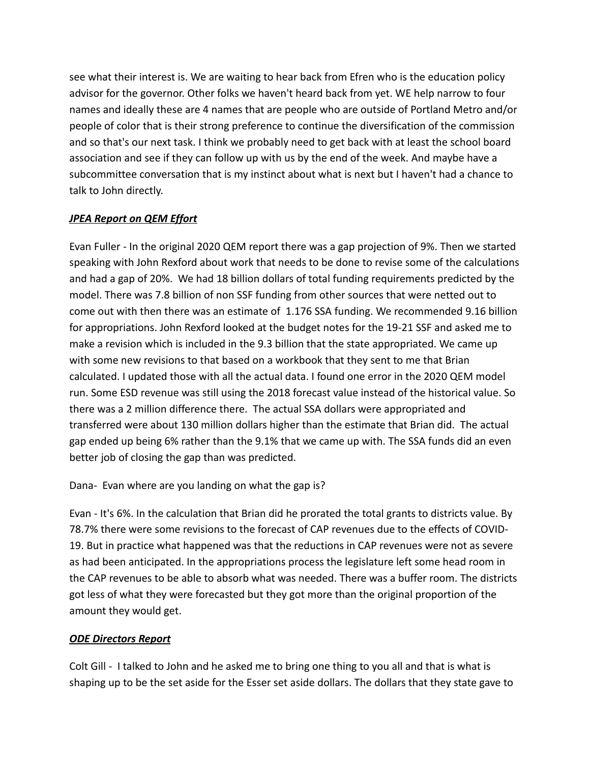see what their interest is. We are waiting to hear back from Efren who is the education policy advisor for the governor. Other folks we haven't heard back from yet. WE help narrow to four names and ideally these are 4 names that are people who are outside of Portland Metro and/or people of color that is their strong preference to continue the diversification of the commission and so that's our next task. I think we probably need to get back with at least the school board association and see if they can follow up with us by the end of the week. And maybe have a subcommittee conversation that is my instinct about what is next but I haven't had a chance to talk to John directly.

***JPEA Report on QEM Effort***

Evan Fuller - In the original 2020 QEM report there was a gap projection of 9%. Then we started speaking with John Rexford about work that needs to be done to revise some of the calculations and had a gap of 20%. We had 18 billion dollars of total funding requirements predicted by the model. There was 7.8 billion of non SSF funding from other sources that were netted out to come out with then there was an estimate of 1.176 SSA funding. We recommended 9.16 billion for appropriations. John Rexford looked at the budget notes for the 19-21 SSF and asked me to make a revision which is included in the 9.3 billion that the state appropriated. We came up with some new revisions to that based on a workbook that they sent to me that Brian calculated. I updated those with all the actual data. I found one error in the 2020 QEM model run. Some ESD revenue was still using the 2018 forecast value instead of the historical value. So there was a 2 million difference there. The actual SSA dollars were appropriated and transferred were about 130 million dollars higher than the estimate that Brian did. The actual gap ended up being 6% rather than the 9.1% that we came up with. The SSA funds did an even better job of closing the gap than was predicted.

Dana- Evan where are you landing on what the gap is?

Evan - It's 6%. In the calculation that Brian did he prorated the total grants to districts value. By 78.7% there were some revisions to the forecast of CAP revenues due to the effects of COVID-19. But in practice what happened was that the reductions in CAP revenues were not as severe as had been anticipated. In the appropriations process the legislature left some head room in the CAP revenues to be able to absorb what was needed. There was a buffer room. The districts got less of what they were forecasted but they got more than the original proportion of the amount they would get.

***ODE Directors Report***

Colt Gill - I talked to John and he asked me to bring one thing to you all and that is what is shaping up to be the set aside for the Esser set aside dollars. The dollars that they state gave to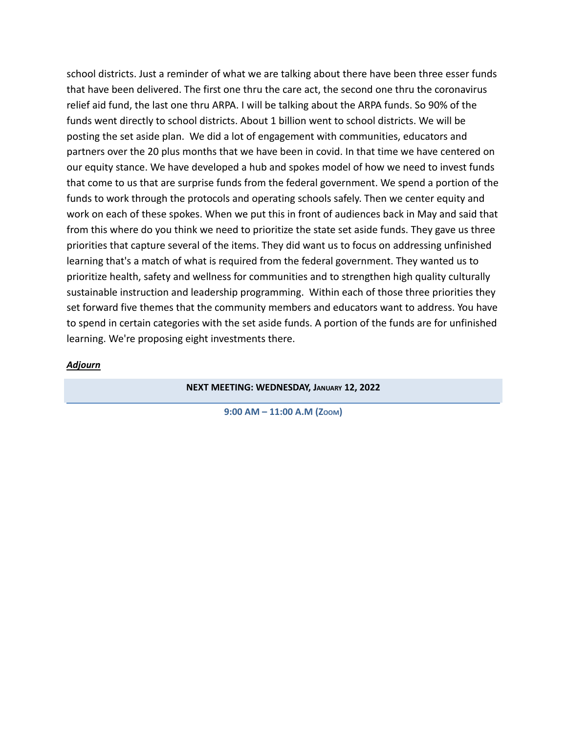school districts. Just a reminder of what we are talking about there have been three esser funds that have been delivered. The first one thru the care act, the second one thru the coronavirus relief aid fund, the last one thru ARPA. I will be talking about the ARPA funds. So 90% of the funds went directly to school districts. About 1 billion went to school districts. We will be posting the set aside plan.  We did a lot of engagement with communities, educators and partners over the 20 plus months that we have been in covid. In that time we have centered on our equity stance. We have developed a hub and spokes model of how we need to invest funds that come to us that are surprise funds from the federal government. We spend a portion of the funds to work through the protocols and operating schools safely. Then we center equity and work on each of these spokes. When we put this in front of audiences back in May and said that from this where do you think we need to prioritize the state set aside funds. They gave us three priorities that capture several of the items. They did want us to focus on addressing unfinished learning that's a match of what is required from the federal government. They wanted us to prioritize health, safety and wellness for communities and to strengthen high quality culturally sustainable instruction and leadership programming.  Within each of those three priorities they set forward five themes that the community members and educators want to address. You have to spend in certain categories with the set aside funds. A portion of the funds are for unfinished learning. We're proposing eight investments there.

***Adjourn***

**NEXT MEETING: WEDNESDAY, JANUARY 12, 2022**

**9:00 AM – 11:00 A.M (ZOOM)**